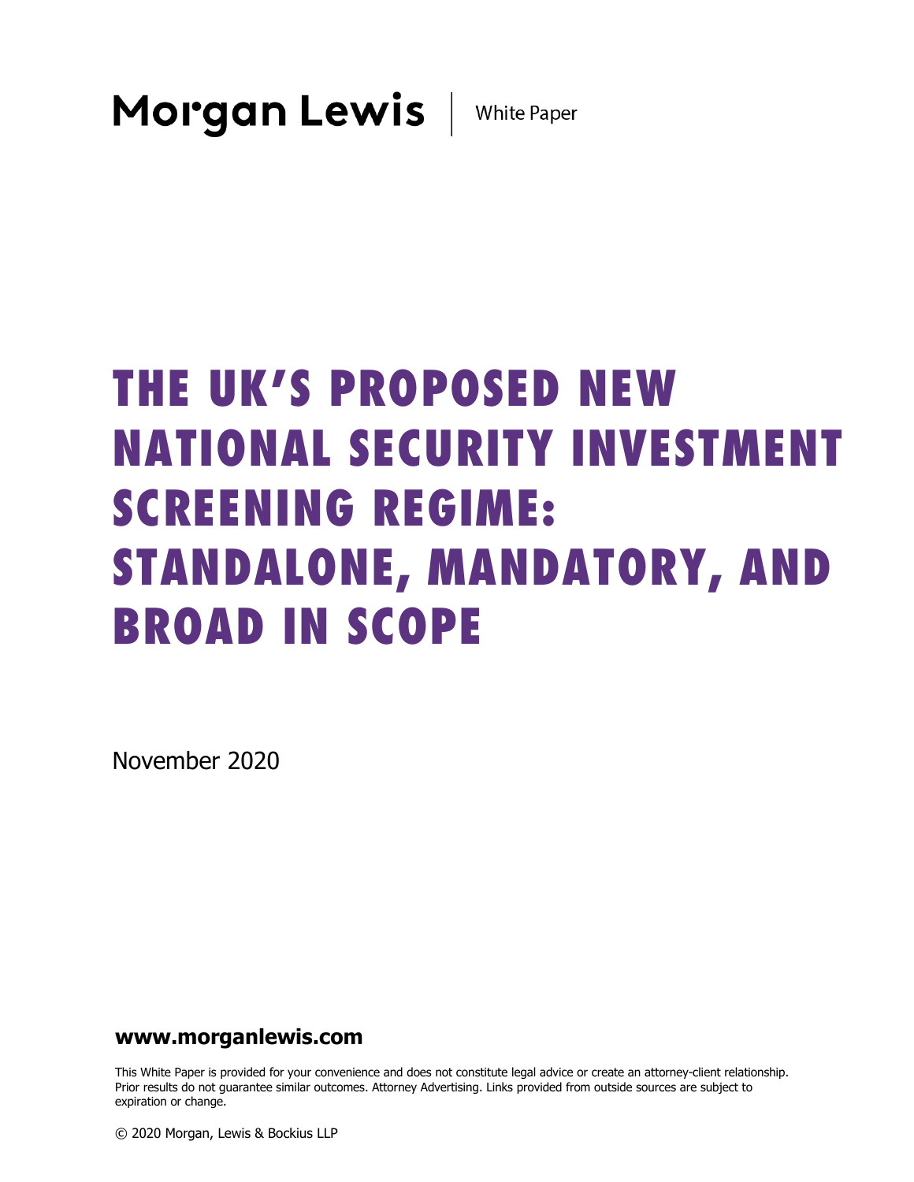Morgan Lewis | White Paper

# THE UK'S PROPOSED NEW NATIONAL SECURITY INVESTMENT SCREENING REGIME: STANDALONE, MANDATORY, AND BROAD IN SCOPE

November 2020

**www.morganlewis.com**

This White Paper is provided for your convenience and does not constitute legal advice or create an attorney-client relationship. Prior results do not guarantee similar outcomes. Attorney Advertising. Links provided from outside sources are subject to expiration or change.

© 2020 Morgan, Lewis & Bockius LLP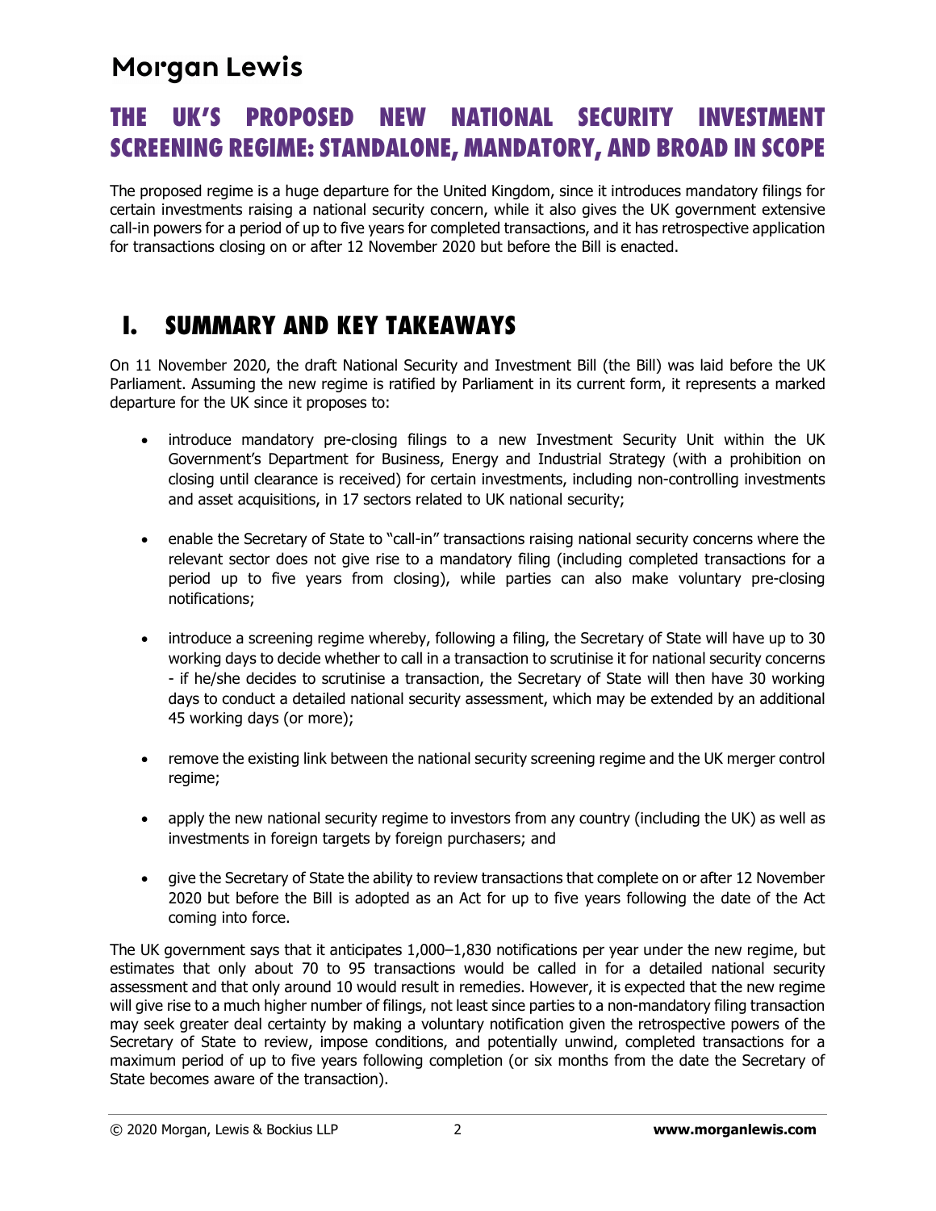# THE UK'S PROPOSED NEW NATIONAL SECURITY INVESTMENT SCREENING REGIME: STANDALONE, MANDATORY, AND BROAD IN SCOPE

The proposed regime is a huge departure for the United Kingdom, since it introduces mandatory filings for certain investments raising a national security concern, while it also gives the UK government extensive call-in powers for a period of up to five years for completed transactions, and it has retrospective application for transactions closing on or after 12 November 2020 but before the Bill is enacted.

## I. SUMMARY AND KEY TAKEAWAYS

On 11 November 2020, the draft National Security and Investment Bill (the Bill) was laid before the UK Parliament. Assuming the new regime is ratified by Parliament in its current form, it represents a marked departure for the UK since it proposes to:

- introduce mandatory pre-closing filings to a new Investment Security Unit within the UK Government's Department for Business, Energy and Industrial Strategy (with a prohibition on closing until clearance is received) for certain investments, including non-controlling investments and asset acquisitions, in 17 sectors related to UK national security;
- enable the Secretary of State to "call-in" transactions raising national security concerns where the relevant sector does not give rise to a mandatory filing (including completed transactions for a period up to five years from closing), while parties can also make voluntary pre-closing notifications;
- introduce a screening regime whereby, following a filing, the Secretary of State will have up to 30 working days to decide whether to call in a transaction to scrutinise it for national security concerns - if he/she decides to scrutinise a transaction, the Secretary of State will then have 30 working days to conduct a detailed national security assessment, which may be extended by an additional 45 working days (or more);
- remove the existing link between the national security screening regime and the UK merger control regime;
- apply the new national security regime to investors from any country (including the UK) as well as investments in foreign targets by foreign purchasers; and
- give the Secretary of State the ability to review transactions that complete on or after 12 November 2020 but before the Bill is adopted as an Act for up to five years following the date of the Act coming into force.

The UK government says that it anticipates 1,000–1,830 notifications per year under the new regime, but estimates that only about 70 to 95 transactions would be called in for a detailed national security assessment and that only around 10 would result in remedies. However, it is expected that the new regime will give rise to a much higher number of filings, not least since parties to a non-mandatory filing transaction may seek greater deal certainty by making a voluntary notification given the retrospective powers of the Secretary of State to review, impose conditions, and potentially unwind, completed transactions for a maximum period of up to five years following completion (or six months from the date the Secretary of State becomes aware of the transaction).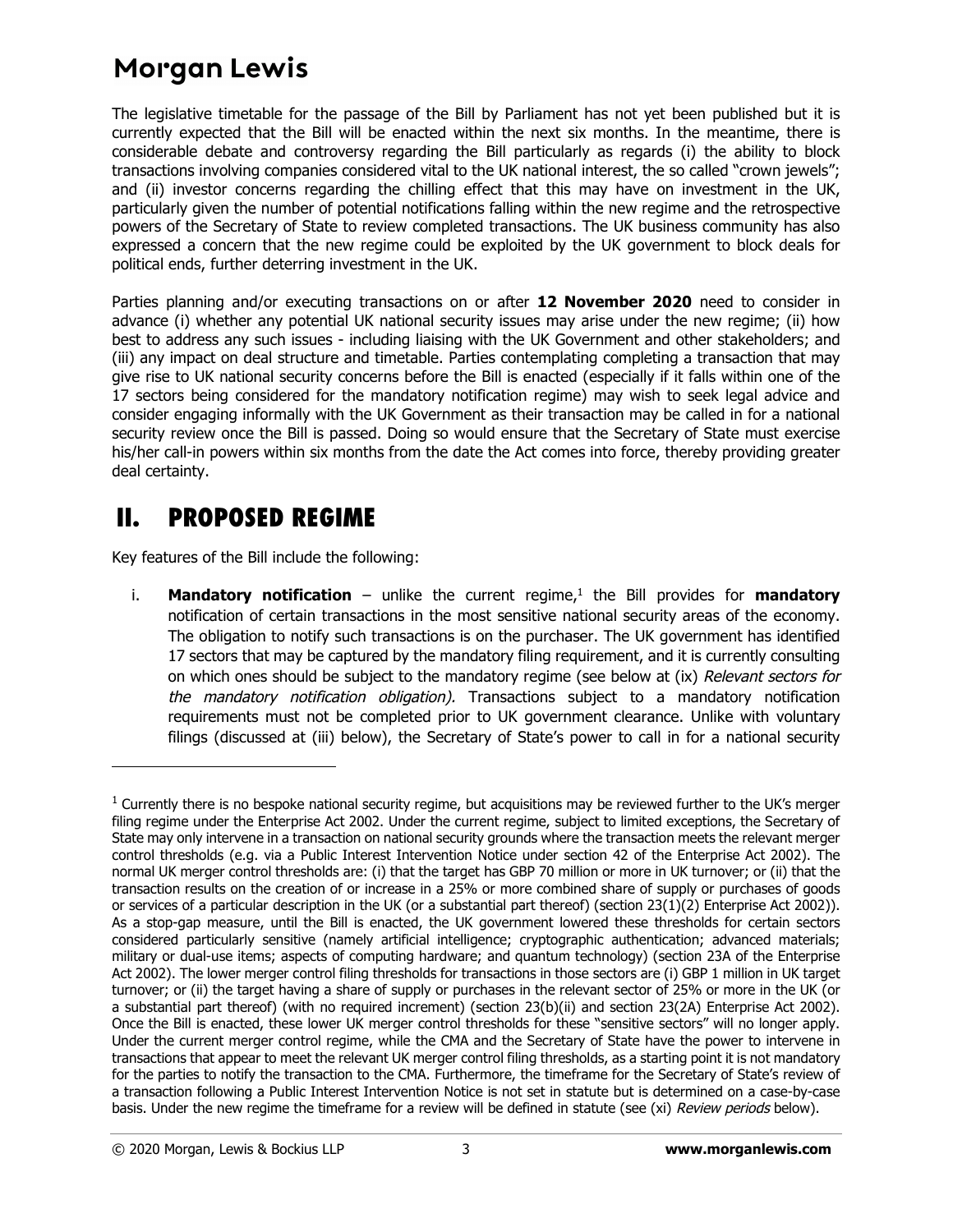The legislative timetable for the passage of the Bill by Parliament has not yet been published but it is currently expected that the Bill will be enacted within the next six months. In the meantime, there is considerable debate and controversy regarding the Bill particularly as regards (i) the ability to block transactions involving companies considered vital to the UK national interest, the so called "crown jewels"; and (ii) investor concerns regarding the chilling effect that this may have on investment in the UK, particularly given the number of potential notifications falling within the new regime and the retrospective powers of the Secretary of State to review completed transactions. The UK business community has also expressed a concern that the new regime could be exploited by the UK government to block deals for political ends, further deterring investment in the UK.

Parties planning and/or executing transactions on or after **12 November 2020** need to consider in advance (i) whether any potential UK national security issues may arise under the new regime; (ii) how best to address any such issues - including liaising with the UK Government and other stakeholders; and (iii) any impact on deal structure and timetable. Parties contemplating completing a transaction that may give rise to UK national security concerns before the Bill is enacted (especially if it falls within one of the 17 sectors being considered for the mandatory notification regime) may wish to seek legal advice and consider engaging informally with the UK Government as their transaction may be called in for a national security review once the Bill is passed. Doing so would ensure that the Secretary of State must exercise his/her call-in powers within six months from the date the Act comes into force, thereby providing greater deal certainty.

## II. PROPOSED REGIME

Key features of the Bill include the following:

i. **Mandatory notification** – unlike the current regime,[1] the Bill provides for **mandatory** notification of certain transactions in the most sensitive national security areas of the economy. The obligation to notify such transactions is on the purchaser. The UK government has identified 17 sectors that may be captured by the mandatory filing requirement, and it is currently consulting on which ones should be subject to the mandatory regime (see below at (ix) *Relevant sectors for the mandatory notification obligation).* Transactions subject to a mandatory notification requirements must not be completed prior to UK government clearance. Unlike with voluntary filings (discussed at (iii) below), the Secretary of State's power to call in for a national security

---

[1] Currently there is no bespoke national security regime, but acquisitions may be reviewed further to the UK's merger filing regime under the Enterprise Act 2002. Under the current regime, subject to limited exceptions, the Secretary of State may only intervene in a transaction on national security grounds where the transaction meets the relevant merger control thresholds (e.g. via a Public Interest Intervention Notice under section 42 of the Enterprise Act 2002). The normal UK merger control thresholds are: (i) that the target has GBP 70 million or more in UK turnover; or (ii) that the transaction results on the creation of or increase in a 25% or more combined share of supply or purchases of goods or services of a particular description in the UK (or a substantial part thereof) (section 23(1)(2) Enterprise Act 2002)). As a stop-gap measure, until the Bill is enacted, the UK government lowered these thresholds for certain sectors considered particularly sensitive (namely artificial intelligence; cryptographic authentication; advanced materials; military or dual-use items; aspects of computing hardware; and quantum technology) (section 23A of the Enterprise Act 2002). The lower merger control filing thresholds for transactions in those sectors are (i) GBP 1 million in UK target turnover; or (ii) the target having a share of supply or purchases in the relevant sector of 25% or more in the UK (or a substantial part thereof) (with no required increment) (section 23(b)(ii) and section 23(2A) Enterprise Act 2002). Once the Bill is enacted, these lower UK merger control thresholds for these "sensitive sectors" will no longer apply. Under the current merger control regime, while the CMA and the Secretary of State have the power to intervene in transactions that appear to meet the relevant UK merger control filing thresholds, as a starting point it is not mandatory for the parties to notify the transaction to the CMA. Furthermore, the timeframe for the Secretary of State's review of a transaction following a Public Interest Intervention Notice is not set in statute but is determined on a case-by-case basis. Under the new regime the timeframe for a review will be defined in statute (see (xi) *Review periods* below).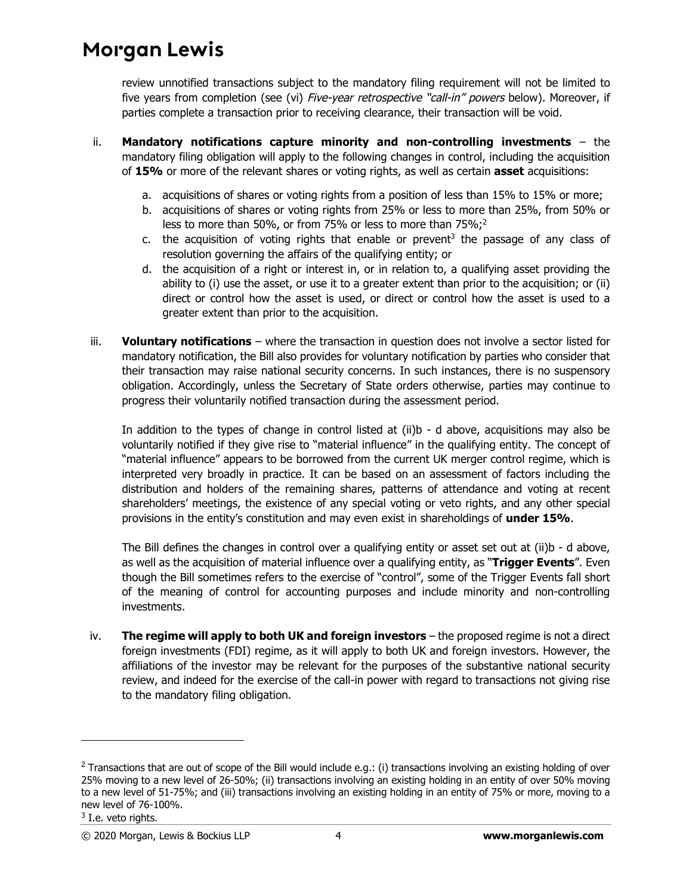review unnotified transactions subject to the mandatory filing requirement will not be limited to five years from completion (see (vi) *Five-year retrospective "call-in" powers* below). Moreover, if parties complete a transaction prior to receiving clearance, their transaction will be void.

ii. **Mandatory notifications capture minority and non-controlling investments** – the mandatory filing obligation will apply to the following changes in control, including the acquisition of **15%** or more of the relevant shares or voting rights, as well as certain **asset** acquisitions:

   a. acquisitions of shares or voting rights from a position of less than 15% to 15% or more;
   b. acquisitions of shares or voting rights from 25% or less to more than 25%, from 50% or less to more than 50%, or from 75% or less to more than 75%;[2]
   c. the acquisition of voting rights that enable or prevent[3] the passage of any class of resolution governing the affairs of the qualifying entity; or
   d. the acquisition of a right or interest in, or in relation to, a qualifying asset providing the ability to (i) use the asset, or use it to a greater extent than prior to the acquisition; or (ii) direct or control how the asset is used, or direct or control how the asset is used to a greater extent than prior to the acquisition.

iii. **Voluntary notifications** – where the transaction in question does not involve a sector listed for mandatory notification, the Bill also provides for voluntary notification by parties who consider that their transaction may raise national security concerns. In such instances, there is no suspensory obligation. Accordingly, unless the Secretary of State orders otherwise, parties may continue to progress their voluntarily notified transaction during the assessment period.

   In addition to the types of change in control listed at (ii)b - d above, acquisitions may also be voluntarily notified if they give rise to "material influence" in the qualifying entity. The concept of "material influence" appears to be borrowed from the current UK merger control regime, which is interpreted very broadly in practice. It can be based on an assessment of factors including the distribution and holders of the remaining shares, patterns of attendance and voting at recent shareholders' meetings, the existence of any special voting or veto rights, and any other special provisions in the entity's constitution and may even exist in shareholdings of **under 15%**.

   The Bill defines the changes in control over a qualifying entity or asset set out at (ii)b - d above, as well as the acquisition of material influence over a qualifying entity, as "**Trigger Events**". Even though the Bill sometimes refers to the exercise of "control", some of the Trigger Events fall short of the meaning of control for accounting purposes and include minority and non-controlling investments.

iv. **The regime will apply to both UK and foreign investors** – the proposed regime is not a direct foreign investments (FDI) regime, as it will apply to both UK and foreign investors. However, the affiliations of the investor may be relevant for the purposes of the substantive national security review, and indeed for the exercise of the call-in power with regard to transactions not giving rise to the mandatory filing obligation.

---

[2] Transactions that are out of scope of the Bill would include e.g.: (i) transactions involving an existing holding of over 25% moving to a new level of 26-50%; (ii) transactions involving an existing holding in an entity of over 50% moving to a new level of 51-75%; and (iii) transactions involving an existing holding in an entity of 75% or more, moving to a new level of 76-100%.

[3] I.e. veto rights.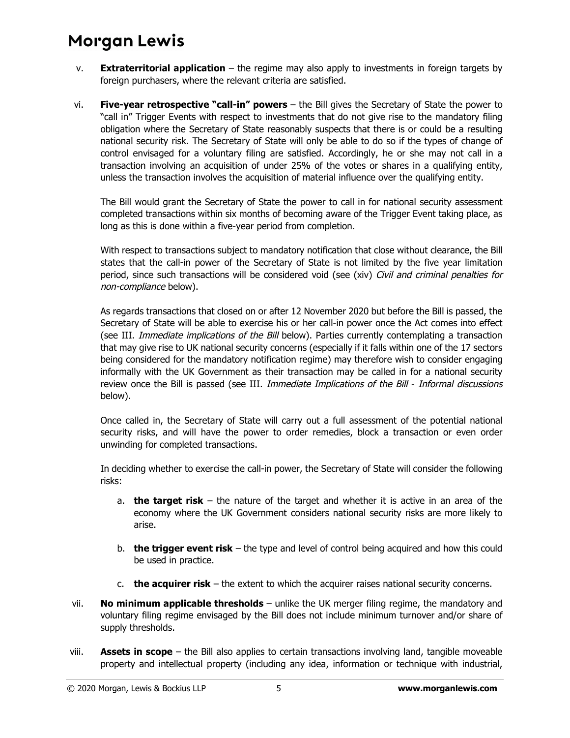v. **Extraterritorial application** – the regime may also apply to investments in foreign targets by foreign purchasers, where the relevant criteria are satisfied.

vi. **Five-year retrospective "call-in" powers** – the Bill gives the Secretary of State the power to "call in" Trigger Events with respect to investments that do not give rise to the mandatory filing obligation where the Secretary of State reasonably suspects that there is or could be a resulting national security risk. The Secretary of State will only be able to do so if the types of change of control envisaged for a voluntary filing are satisfied. Accordingly, he or she may not call in a transaction involving an acquisition of under 25% of the votes or shares in a qualifying entity, unless the transaction involves the acquisition of material influence over the qualifying entity.

   The Bill would grant the Secretary of State the power to call in for national security assessment completed transactions within six months of becoming aware of the Trigger Event taking place, as long as this is done within a five-year period from completion.

   With respect to transactions subject to mandatory notification that close without clearance, the Bill states that the call-in power of the Secretary of State is not limited by the five year limitation period, since such transactions will be considered void (see (xiv) *Civil and criminal penalties for non-compliance* below).

   As regards transactions that closed on or after 12 November 2020 but before the Bill is passed, the Secretary of State will be able to exercise his or her call-in power once the Act comes into effect (see III. *Immediate implications of the Bill* below). Parties currently contemplating a transaction that may give rise to UK national security concerns (especially if it falls within one of the 17 sectors being considered for the mandatory notification regime) may therefore wish to consider engaging informally with the UK Government as their transaction may be called in for a national security review once the Bill is passed (see III. *Immediate Implications of the Bill - Informal discussions* below).

   Once called in, the Secretary of State will carry out a full assessment of the potential national security risks, and will have the power to order remedies, block a transaction or even order unwinding for completed transactions.

   In deciding whether to exercise the call-in power, the Secretary of State will consider the following risks:

   a. **the target risk** – the nature of the target and whether it is active in an area of the economy where the UK Government considers national security risks are more likely to arise.

   b. **the trigger event risk** – the type and level of control being acquired and how this could be used in practice.

   c. **the acquirer risk** – the extent to which the acquirer raises national security concerns.

vii. **No minimum applicable thresholds** – unlike the UK merger filing regime, the mandatory and voluntary filing regime envisaged by the Bill does not include minimum turnover and/or share of supply thresholds.

viii. **Assets in scope** – the Bill also applies to certain transactions involving land, tangible moveable property and intellectual property (including any idea, information or technique with industrial,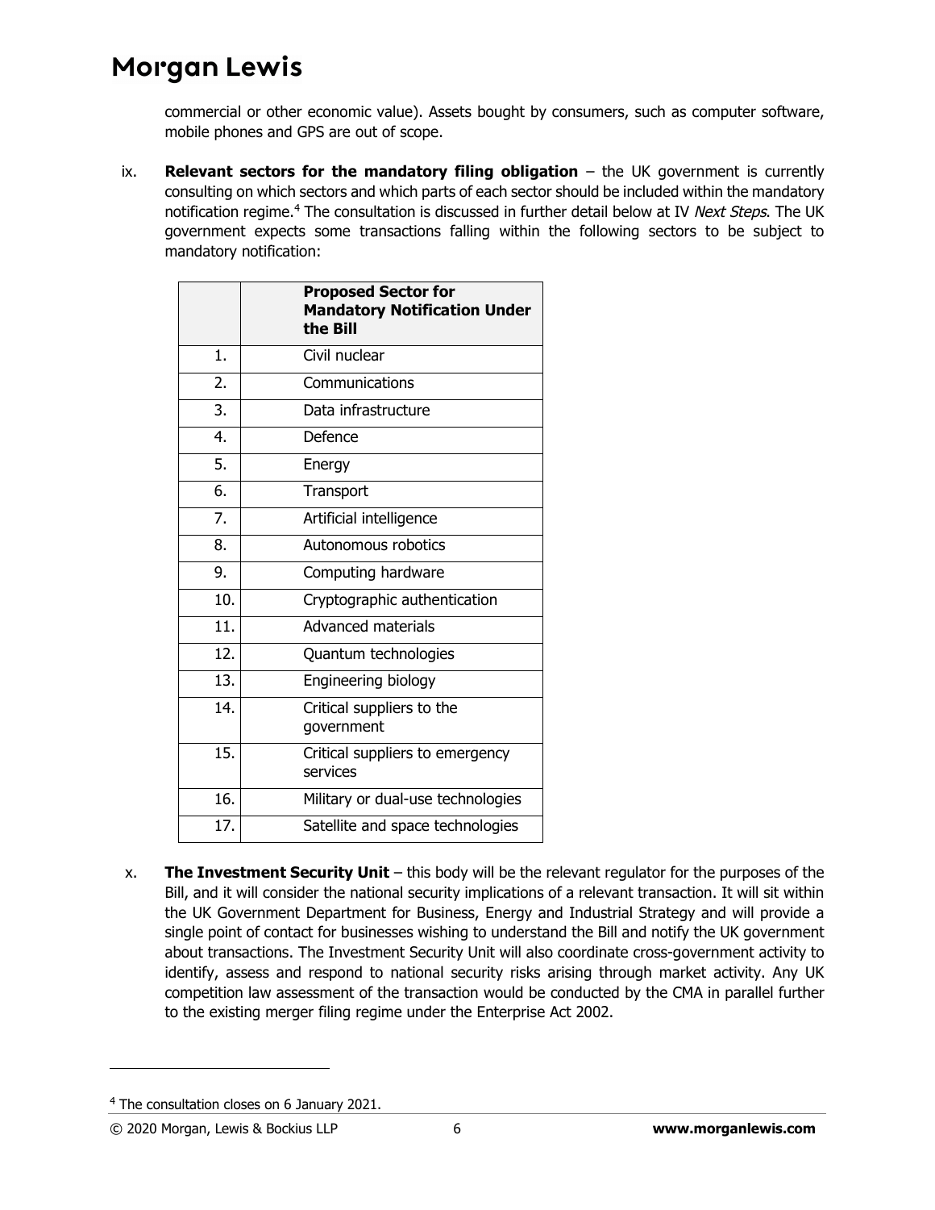commercial or other economic value). Assets bought by consumers, such as computer software, mobile phones and GPS are out of scope.

ix. **Relevant sectors for the mandatory filing obligation** – the UK government is currently consulting on which sectors and which parts of each sector should be included within the mandatory notification regime.[4] The consultation is discussed in further detail below at IV *Next Steps*. The UK government expects some transactions falling within the following sectors to be subject to mandatory notification:

| | **Proposed Sector for Mandatory Notification Under the Bill** |
|---|---|
| 1. | Civil nuclear |
| 2. | Communications |
| 3. | Data infrastructure |
| 4. | Defence |
| 5. | Energy |
| 6. | Transport |
| 7. | Artificial intelligence |
| 8. | Autonomous robotics |
| 9. | Computing hardware |
| 10. | Cryptographic authentication |
| 11. | Advanced materials |
| 12. | Quantum technologies |
| 13. | Engineering biology |
| 14. | Critical suppliers to the government |
| 15. | Critical suppliers to emergency services |
| 16. | Military or dual-use technologies |
| 17. | Satellite and space technologies |

x. **The Investment Security Unit** – this body will be the relevant regulator for the purposes of the Bill, and it will consider the national security implications of a relevant transaction. It will sit within the UK Government Department for Business, Energy and Industrial Strategy and will provide a single point of contact for businesses wishing to understand the Bill and notify the UK government about transactions. The Investment Security Unit will also coordinate cross-government activity to identify, assess and respond to national security risks arising through market activity. Any UK competition law assessment of the transaction would be conducted by the CMA in parallel further to the existing merger filing regime under the Enterprise Act 2002.

[4] The consultation closes on 6 January 2021.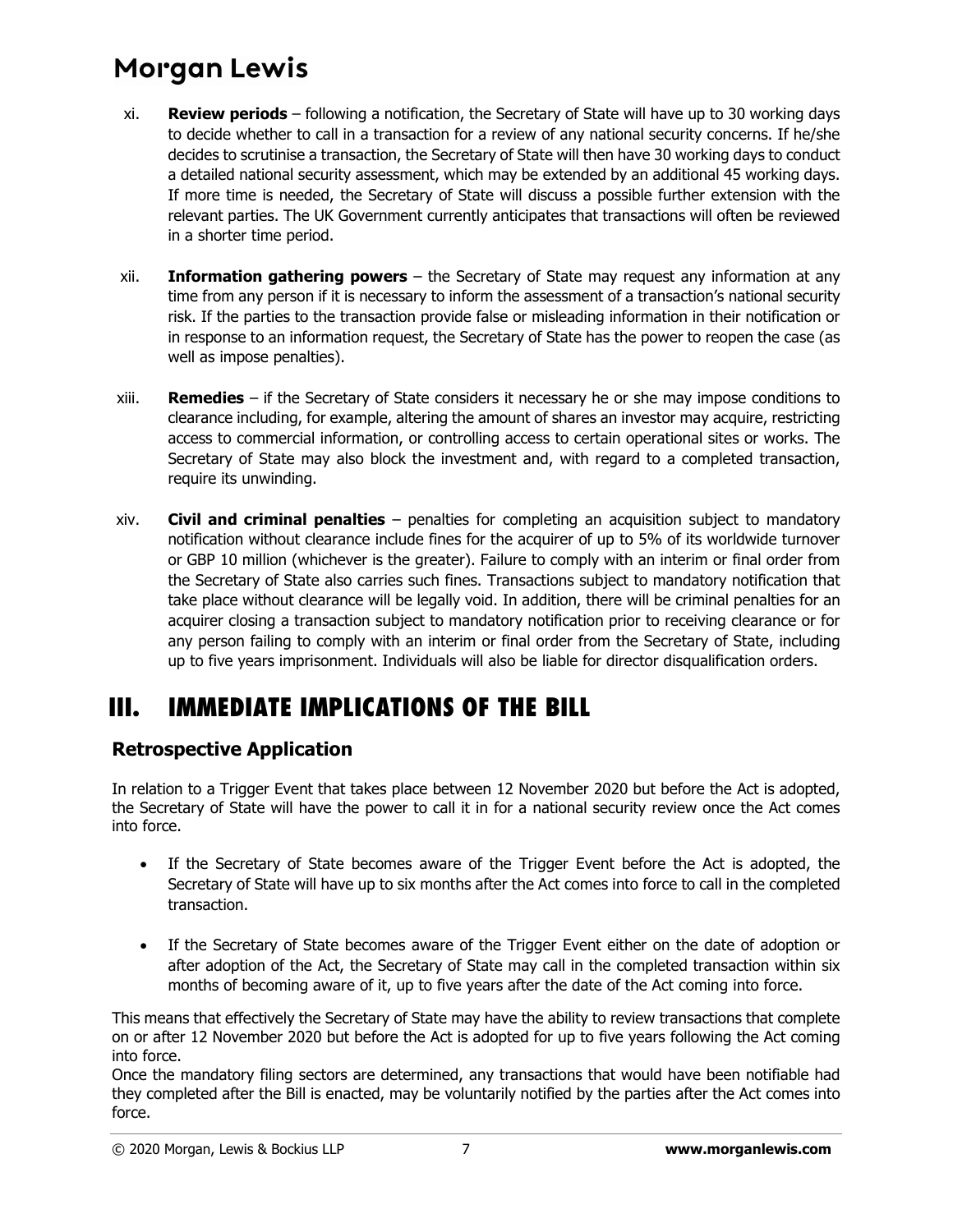xi. **Review periods** – following a notification, the Secretary of State will have up to 30 working days to decide whether to call in a transaction for a review of any national security concerns. If he/she decides to scrutinise a transaction, the Secretary of State will then have 30 working days to conduct a detailed national security assessment, which may be extended by an additional 45 working days. If more time is needed, the Secretary of State will discuss a possible further extension with the relevant parties. The UK Government currently anticipates that transactions will often be reviewed in a shorter time period.

xii. **Information gathering powers** – the Secretary of State may request any information at any time from any person if it is necessary to inform the assessment of a transaction's national security risk. If the parties to the transaction provide false or misleading information in their notification or in response to an information request, the Secretary of State has the power to reopen the case (as well as impose penalties).

xiii. **Remedies** – if the Secretary of State considers it necessary he or she may impose conditions to clearance including, for example, altering the amount of shares an investor may acquire, restricting access to commercial information, or controlling access to certain operational sites or works. The Secretary of State may also block the investment and, with regard to a completed transaction, require its unwinding.

xiv. **Civil and criminal penalties** – penalties for completing an acquisition subject to mandatory notification without clearance include fines for the acquirer of up to 5% of its worldwide turnover or GBP 10 million (whichever is the greater). Failure to comply with an interim or final order from the Secretary of State also carries such fines. Transactions subject to mandatory notification that take place without clearance will be legally void. In addition, there will be criminal penalties for an acquirer closing a transaction subject to mandatory notification prior to receiving clearance or for any person failing to comply with an interim or final order from the Secretary of State, including up to five years imprisonment. Individuals will also be liable for director disqualification orders.

# III. IMMEDIATE IMPLICATIONS OF THE BILL

## Retrospective Application

In relation to a Trigger Event that takes place between 12 November 2020 but before the Act is adopted, the Secretary of State will have the power to call it in for a national security review once the Act comes into force.

- If the Secretary of State becomes aware of the Trigger Event before the Act is adopted, the Secretary of State will have up to six months after the Act comes into force to call in the completed transaction.
- If the Secretary of State becomes aware of the Trigger Event either on the date of adoption or after adoption of the Act, the Secretary of State may call in the completed transaction within six months of becoming aware of it, up to five years after the date of the Act coming into force.

This means that effectively the Secretary of State may have the ability to review transactions that complete on or after 12 November 2020 but before the Act is adopted for up to five years following the Act coming into force.

Once the mandatory filing sectors are determined, any transactions that would have been notifiable had they completed after the Bill is enacted, may be voluntarily notified by the parties after the Act comes into force.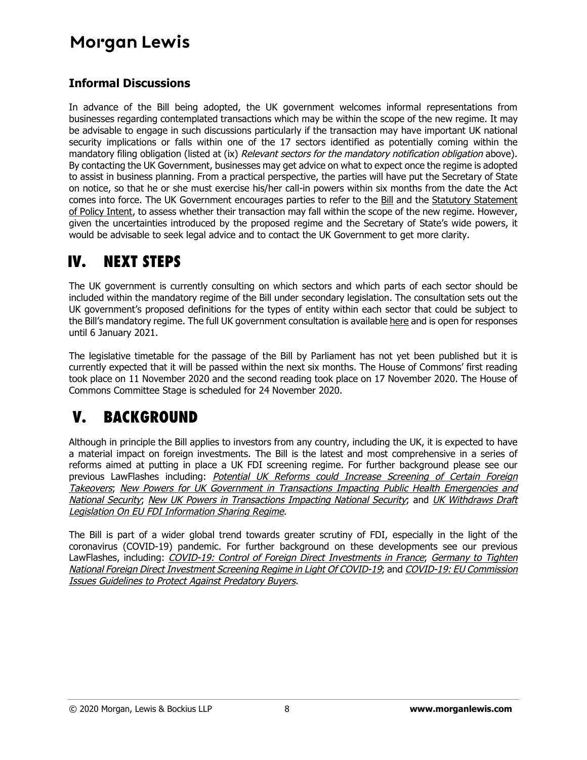### Informal Discussions

In advance of the Bill being adopted, the UK government welcomes informal representations from businesses regarding contemplated transactions which may be within the scope of the new regime. It may be advisable to engage in such discussions particularly if the transaction may have important UK national security implications or falls within one of the 17 sectors identified as potentially coming within the mandatory filing obligation (listed at (ix) *Relevant sectors for the mandatory notification obligation* above). By contacting the UK Government, businesses may get advice on what to expect once the regime is adopted to assist in business planning. From a practical perspective, the parties will have put the Secretary of State on notice, so that he or she must exercise his/her call-in powers within six months from the date the Act comes into force. The UK Government encourages parties to refer to the Bill and the Statutory Statement of Policy Intent, to assess whether their transaction may fall within the scope of the new regime. However, given the uncertainties introduced by the proposed regime and the Secretary of State's wide powers, it would be advisable to seek legal advice and to contact the UK Government to get more clarity.

## IV. NEXT STEPS

The UK government is currently consulting on which sectors and which parts of each sector should be included within the mandatory regime of the Bill under secondary legislation. The consultation sets out the UK government's proposed definitions for the types of entity within each sector that could be subject to the Bill's mandatory regime. The full UK government consultation is available here and is open for responses until 6 January 2021.

The legislative timetable for the passage of the Bill by Parliament has not yet been published but it is currently expected that it will be passed within the next six months. The House of Commons' first reading took place on 11 November 2020 and the second reading took place on 17 November 2020. The House of Commons Committee Stage is scheduled for 24 November 2020.

## V. BACKGROUND

Although in principle the Bill applies to investors from any country, including the UK, it is expected to have a material impact on foreign investments. The Bill is the latest and most comprehensive in a series of reforms aimed at putting in place a UK FDI screening regime. For further background please see our previous LawFlashes including: *Potential UK Reforms could Increase Screening of Certain Foreign Takeovers*; *New Powers for UK Government in Transactions Impacting Public Health Emergencies and National Security*; *New UK Powers in Transactions Impacting National Security*; and *UK Withdraws Draft Legislation On EU FDI Information Sharing Regime*.

The Bill is part of a wider global trend towards greater scrutiny of FDI, especially in the light of the coronavirus (COVID-19) pandemic. For further background on these developments see our previous LawFlashes, including: *COVID-19: Control of Foreign Direct Investments in France*; *Germany to Tighten National Foreign Direct Investment Screening Regime in Light Of COVID-19*; and *COVID-19: EU Commission Issues Guidelines to Protect Against Predatory Buyers*.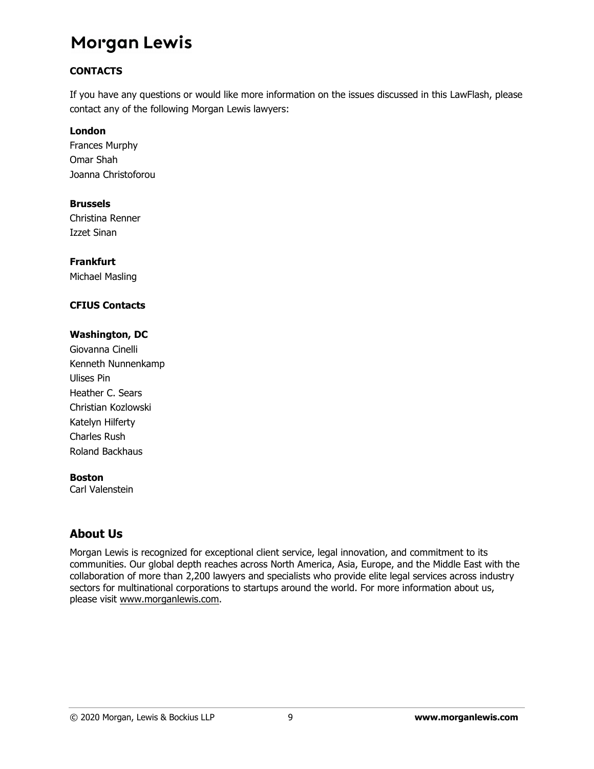**CONTACTS**

If you have any questions or would like more information on the issues discussed in this LawFlash, please contact any of the following Morgan Lewis lawyers:

**London**
Frances Murphy
Omar Shah
Joanna Christoforou

**Brussels**
Christina Renner
Izzet Sinan

**Frankfurt**
Michael Masling

**CFIUS Contacts**

**Washington, DC**
Giovanna Cinelli
Kenneth Nunnenkamp
Ulises Pin
Heather C. Sears
Christian Kozlowski
Katelyn Hilferty
Charles Rush
Roland Backhaus

**Boston**
Carl Valenstein

## About Us

Morgan Lewis is recognized for exceptional client service, legal innovation, and commitment to its communities. Our global depth reaches across North America, Asia, Europe, and the Middle East with the collaboration of more than 2,200 lawyers and specialists who provide elite legal services across industry sectors for multinational corporations to startups around the world. For more information about us, please visit www.morganlewis.com.